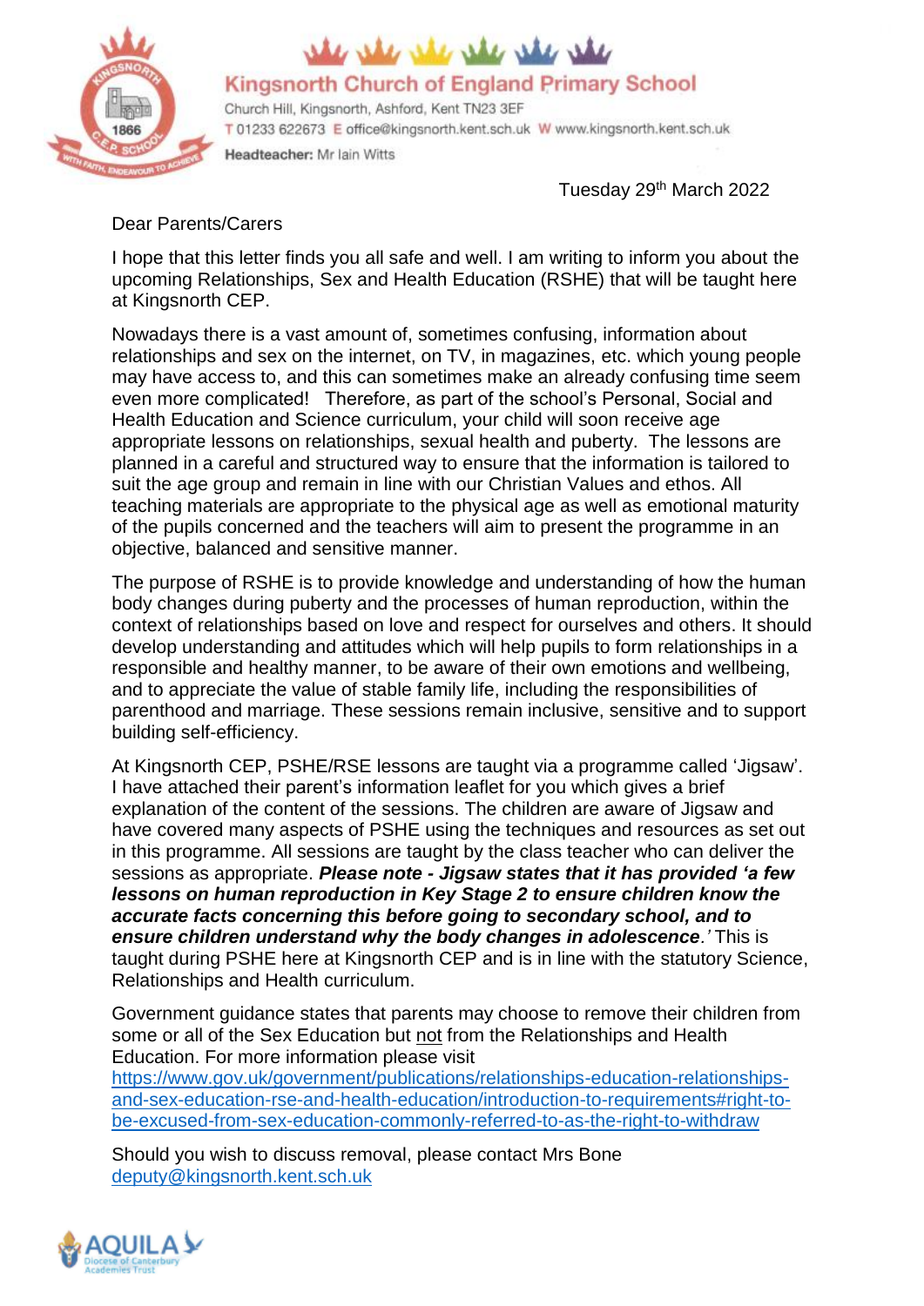Kingsnorth Church of England Primary School

Church Hill, Kingsnorth, Ashford, Kent TN23 3EF
T 01233 622673 E office@kingsnorth.kent.sch.uk W www.kingsnorth.kent.sch.uk
**Headteacher:** Mr Iain Witts

Tuesday 29th March 2022

Dear Parents/Carers

I hope that this letter finds you all safe and well. I am writing to inform you about the upcoming Relationships, Sex and Health Education (RSHE) that will be taught here at Kingsnorth CEP.

Nowadays there is a vast amount of, sometimes confusing, information about relationships and sex on the internet, on TV, in magazines, etc. which young people may have access to, and this can sometimes make an already confusing time seem even more complicated! Therefore, as part of the school's Personal, Social and Health Education and Science curriculum, your child will soon receive age appropriate lessons on relationships, sexual health and puberty. The lessons are planned in a careful and structured way to ensure that the information is tailored to suit the age group and remain in line with our Christian Values and ethos. All teaching materials are appropriate to the physical age as well as emotional maturity of the pupils concerned and the teachers will aim to present the programme in an objective, balanced and sensitive manner.

The purpose of RSHE is to provide knowledge and understanding of how the human body changes during puberty and the processes of human reproduction, within the context of relationships based on love and respect for ourselves and others. It should develop understanding and attitudes which will help pupils to form relationships in a responsible and healthy manner, to be aware of their own emotions and wellbeing, and to appreciate the value of stable family life, including the responsibilities of parenthood and marriage. These sessions remain inclusive, sensitive and to support building self-efficiency.

At Kingsnorth CEP, PSHE/RSE lessons are taught via a programme called 'Jigsaw'. I have attached their parent's information leaflet for you which gives a brief explanation of the content of the sessions. The children are aware of Jigsaw and have covered many aspects of PSHE using the techniques and resources as set out in this programme. All sessions are taught by the class teacher who can deliver the sessions as appropriate. ***Please note - Jigsaw states that it has provided 'a few lessons on human reproduction in Key Stage 2 to ensure children know the accurate facts concerning this before going to secondary school, and to ensure children understand why the body changes in adolescence**.'* This is taught during PSHE here at Kingsnorth CEP and is in line with the statutory Science, Relationships and Health curriculum.

Government guidance states that parents may choose to remove their children from some or all of the Sex Education but not from the Relationships and Health Education. For more information please visit https://www.gov.uk/government/publications/relationships-education-relationships-and-sex-education-rse-and-health-education/introduction-to-requirements#right-to-be-excused-from-sex-education-commonly-referred-to-as-the-right-to-withdraw

Should you wish to discuss removal, please contact Mrs Bone deputy@kingsnorth.kent.sch.uk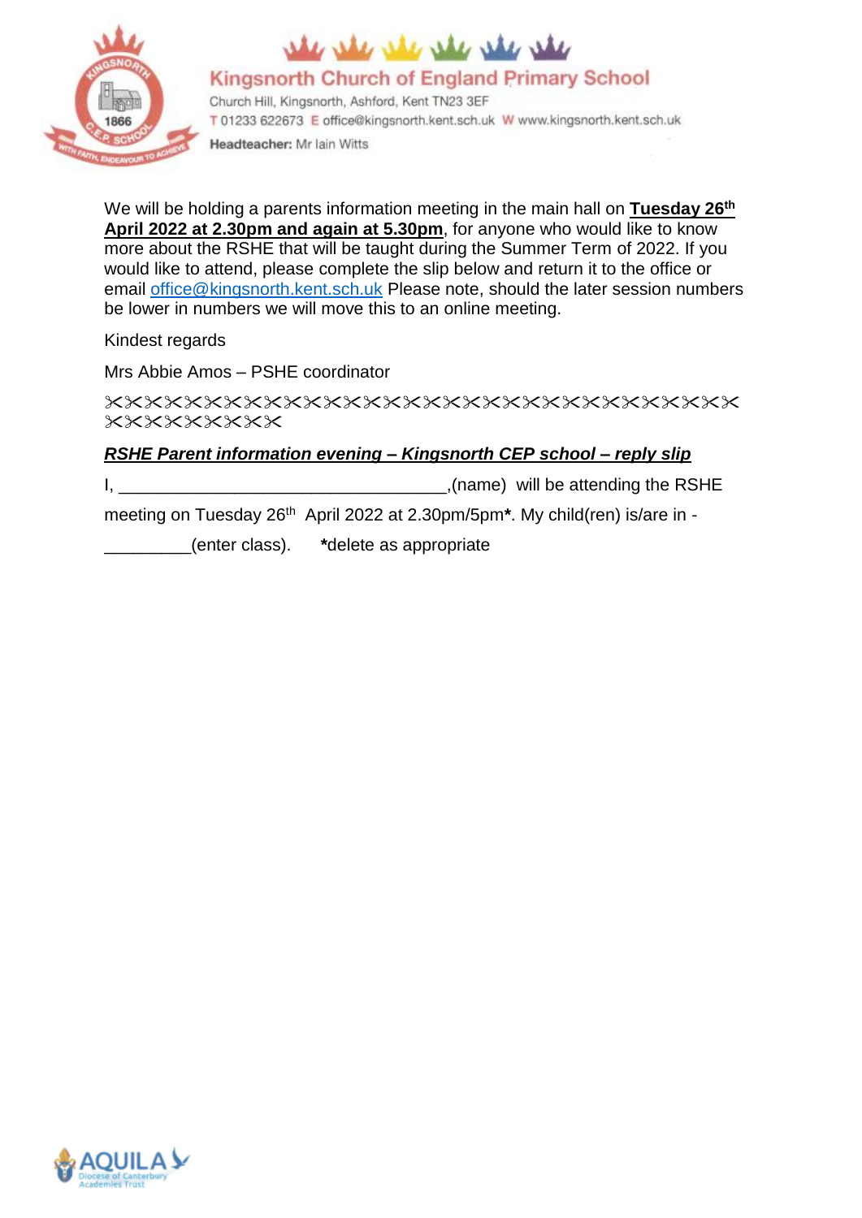Kingsnorth Church of England Primary School

Church Hill, Kingsnorth, Ashford, Kent TN23 3EF

T 01233 622673 E office@kingsnorth.kent.sch.uk W www.kingsnorth.kent.sch.uk

**Headteacher:** Mr Iain Witts

We will be holding a parents information meeting in the main hall on **Tuesday 26th April 2022 at 2.30pm and again at 5.30pm**, for anyone who would like to know more about the RSHE that will be taught during the Summer Term of 2022. If you would like to attend, please complete the slip below and return it to the office or email office@kingsnorth.kent.sch.uk Please note, should the later session numbers be lower in numbers we will move this to an online meeting.

Kindest regards

Mrs Abbie Amos – PSHE coordinator

✂✂✂✂✂✂✂✂✂✂✂✂✂✂✂✂✂✂✂✂✂✂✂✂✂✂✂✂✂✂✂✂✂✂✂✂✂✂✂✂✂✂✂✂✂

***RSHE Parent information evening – Kingsnorth CEP school – reply slip***

I, __________________________________,(name) will be attending the RSHE meeting on Tuesday 26th April 2022 at 2.30pm/5pm**\***. My child(ren) is/are in - _________(enter class). **\***delete as appropriate

AQUILA Diocese of Canterbury Academies Trust